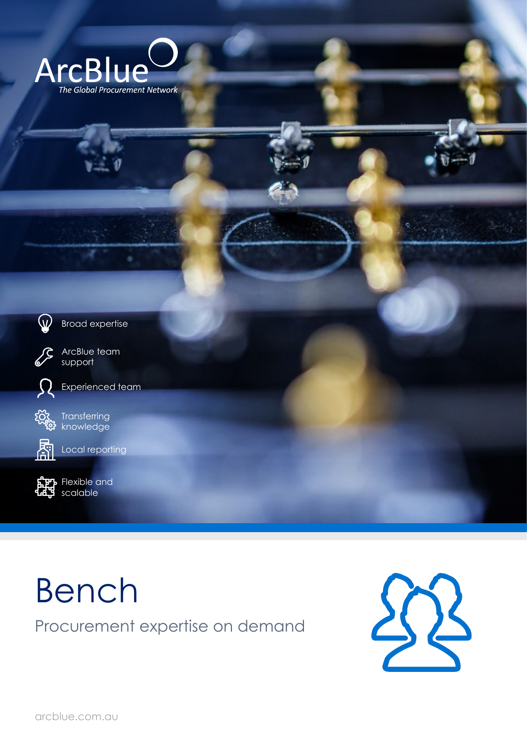ArcBlue

*The Global Procurement Network*

- Broad expertise
- ArcBlue team support
- Experienced team
- Transferring knowledge
- Local reporting
- Flexible and scalable

# Bench

## Procurement expertise on demand

arcblue.com.au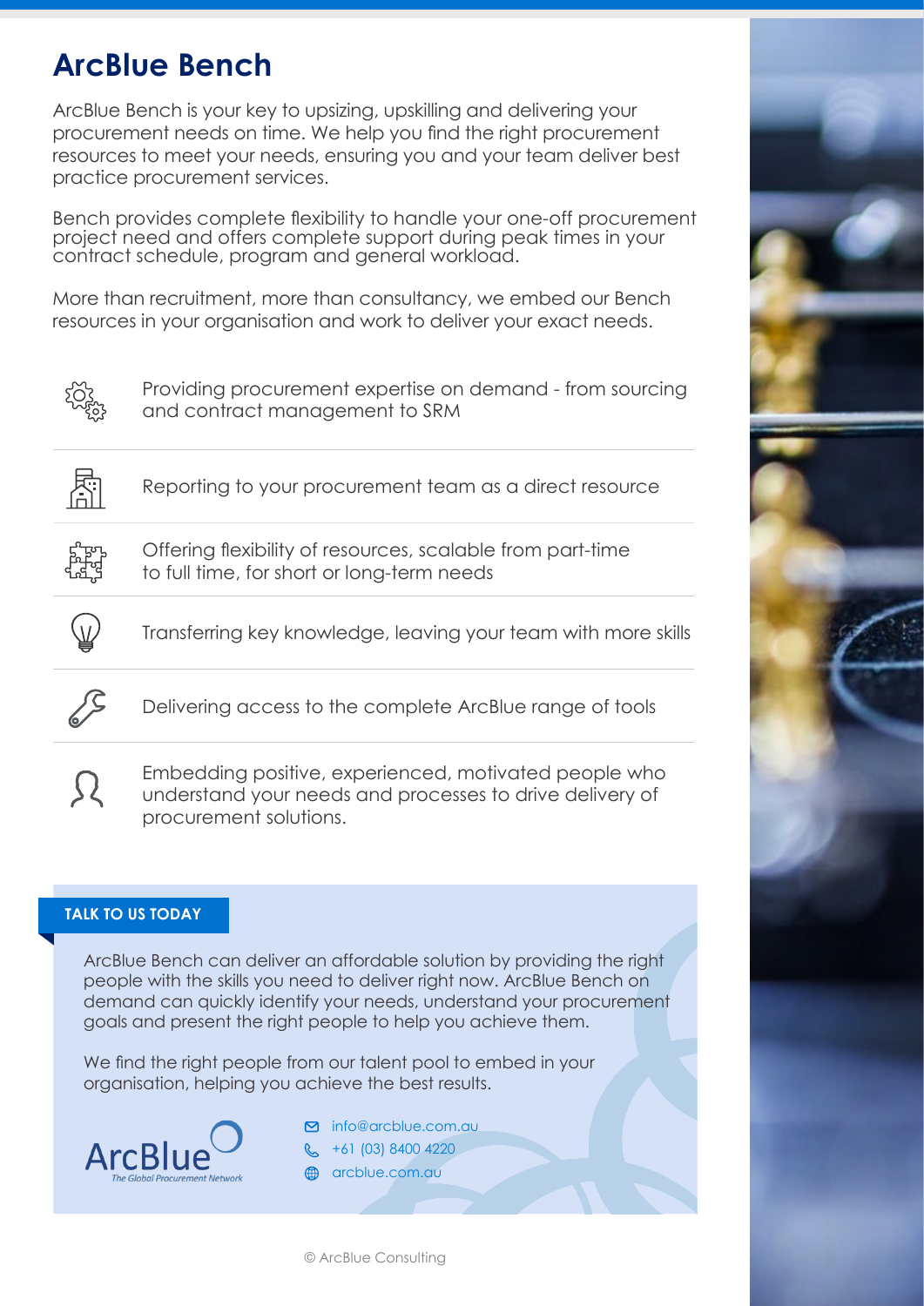# ArcBlue Bench

ArcBlue Bench is your key to upsizing, upskilling and delivering your procurement needs on time. We help you find the right procurement resources to meet your needs, ensuring you and your team deliver best practice procurement services.

Bench provides complete flexibility to handle your one-off procurement project need and offers complete support during peak times in your contract schedule, program and general workload.

More than recruitment, more than consultancy, we embed our Bench resources in your organisation and work to deliver your exact needs.

- Providing procurement expertise on demand - from sourcing and contract management to SRM
- Reporting to your procurement team as a direct resource
- Offering flexibility of resources, scalable from part-time to full time, for short or long-term needs
- Transferring key knowledge, leaving your team with more skills
- Delivering access to the complete ArcBlue range of tools
- Embedding positive, experienced, motivated people who understand your needs and processes to drive delivery of procurement solutions.

## TALK TO US TODAY

ArcBlue Bench can deliver an affordable solution by providing the right people with the skills you need to deliver right now. ArcBlue Bench on demand can quickly identify your needs, understand your procurement goals and present the right people to help you achieve them.

We find the right people from our talent pool to embed in your organisation, helping you achieve the best results.

ArcBlue
*The Global Procurement Network*

info@arcblue.com.au
+61 (03) 8400 4220
arcblue.com.au

© ArcBlue Consulting